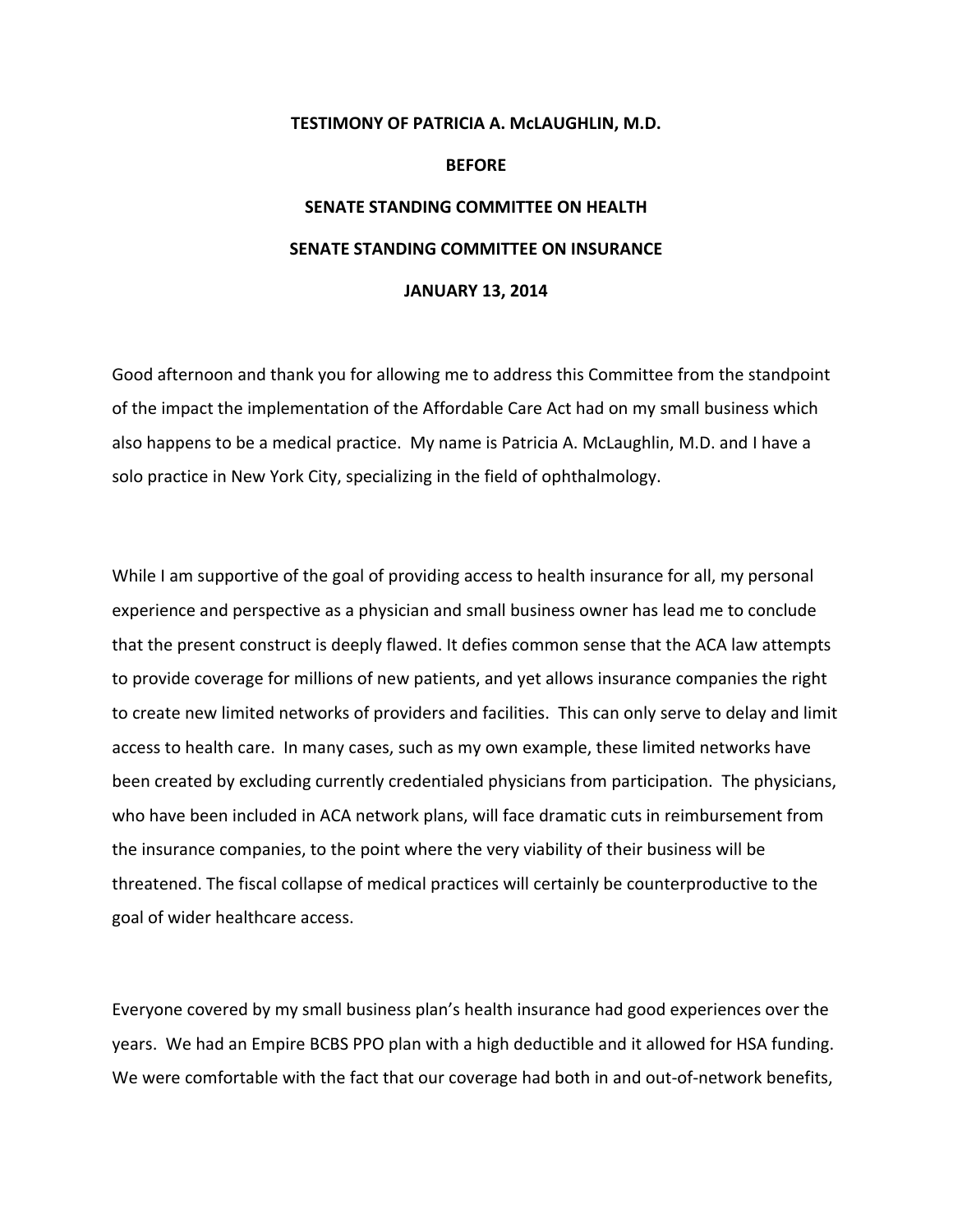**TESTIMONY OF PATRICIA A. McLAUGHLIN, M.D.**

**BEFORE**

**SENATE STANDING COMMITTEE ON HEALTH**

**SENATE STANDING COMMITTEE ON INSURANCE**

**JANUARY 13, 2014**

Good afternoon and thank you for allowing me to address this Committee from the standpoint of the impact the implementation of the Affordable Care Act had on my small business which also happens to be a medical practice. My name is Patricia A. McLaughlin, M.D. and I have a solo practice in New York City, specializing in the field of ophthalmology.

While I am supportive of the goal of providing access to health insurance for all, my personal experience and perspective as a physician and small business owner has lead me to conclude that the present construct is deeply flawed. It defies common sense that the ACA law attempts to provide coverage for millions of new patients, and yet allows insurance companies the right to create new limited networks of providers and facilities. This can only serve to delay and limit access to health care. In many cases, such as my own example, these limited networks have been created by excluding currently credentialed physicians from participation. The physicians, who have been included in ACA network plans, will face dramatic cuts in reimbursement from the insurance companies, to the point where the very viability of their business will be threatened. The fiscal collapse of medical practices will certainly be counterproductive to the goal of wider healthcare access.

Everyone covered by my small business plan's health insurance had good experiences over the years. We had an Empire BCBS PPO plan with a high deductible and it allowed for HSA funding. We were comfortable with the fact that our coverage had both in and out-of-network benefits,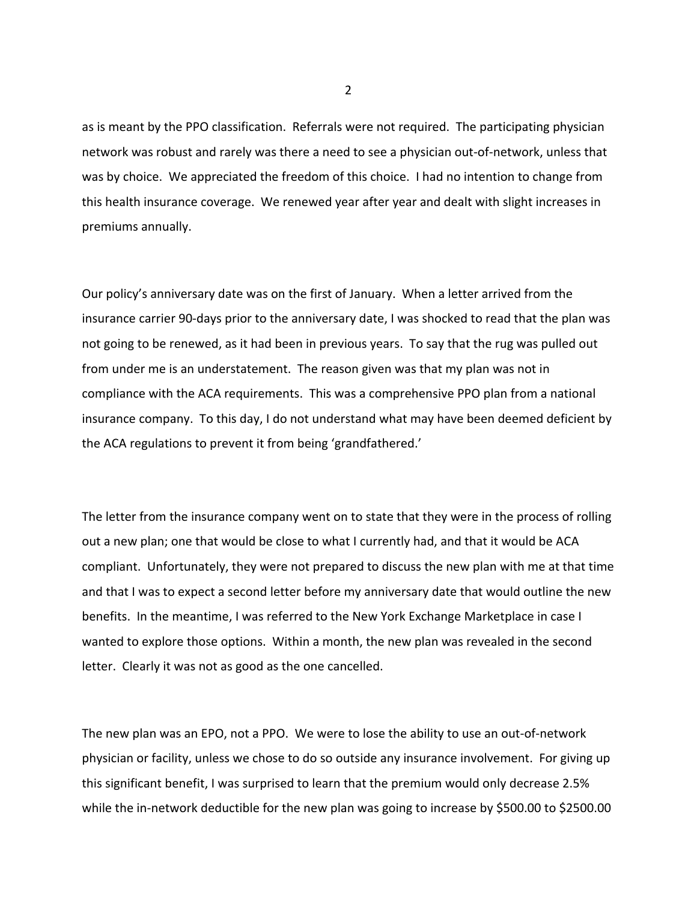as is meant by the PPO classification. Referrals were not required. The participating physician network was robust and rarely was there a need to see a physician out-of-network, unless that was by choice. We appreciated the freedom of this choice. I had no intention to change from this health insurance coverage. We renewed year after year and dealt with slight increases in premiums annually.

Our policy's anniversary date was on the first of January. When a letter arrived from the insurance carrier 90-days prior to the anniversary date, I was shocked to read that the plan was not going to be renewed, as it had been in previous years. To say that the rug was pulled out from under me is an understatement. The reason given was that my plan was not in compliance with the ACA requirements. This was a comprehensive PPO plan from a national insurance company. To this day, I do not understand what may have been deemed deficient by the ACA regulations to prevent it from being 'grandfathered.'

The letter from the insurance company went on to state that they were in the process of rolling out a new plan; one that would be close to what I currently had, and that it would be ACA compliant. Unfortunately, they were not prepared to discuss the new plan with me at that time and that I was to expect a second letter before my anniversary date that would outline the new benefits. In the meantime, I was referred to the New York Exchange Marketplace in case I wanted to explore those options. Within a month, the new plan was revealed in the second letter. Clearly it was not as good as the one cancelled.

The new plan was an EPO, not a PPO. We were to lose the ability to use an out-of-network physician or facility, unless we chose to do so outside any insurance involvement. For giving up this significant benefit, I was surprised to learn that the premium would only decrease 2.5% while the in-network deductible for the new plan was going to increase by $500.00 to $2500.00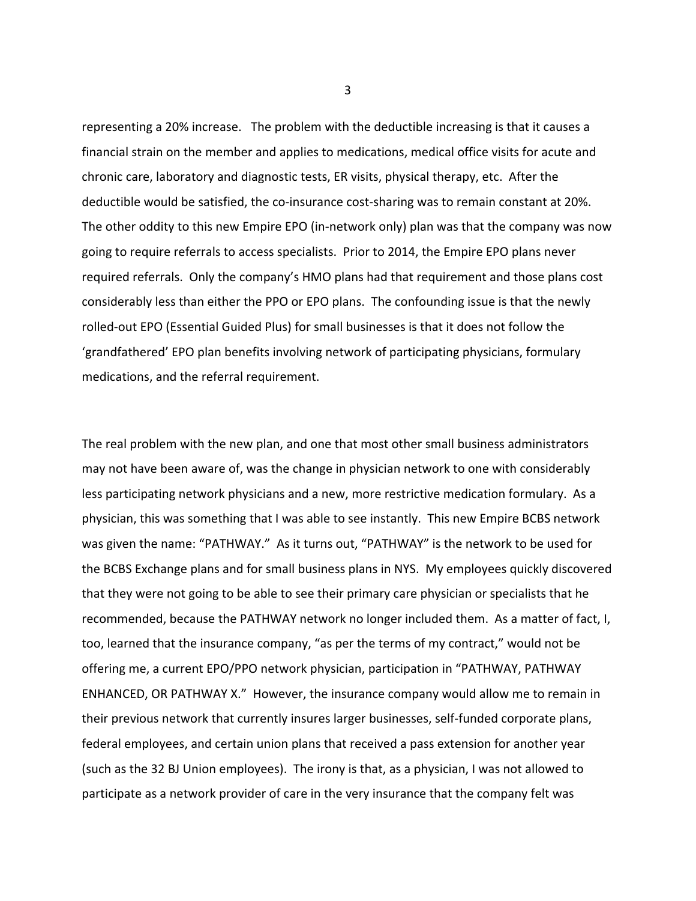representing a 20% increase. The problem with the deductible increasing is that it causes a financial strain on the member and applies to medications, medical office visits for acute and chronic care, laboratory and diagnostic tests, ER visits, physical therapy, etc. After the deductible would be satisfied, the co-insurance cost-sharing was to remain constant at 20%. The other oddity to this new Empire EPO (in-network only) plan was that the company was now going to require referrals to access specialists. Prior to 2014, the Empire EPO plans never required referrals. Only the company's HMO plans had that requirement and those plans cost considerably less than either the PPO or EPO plans. The confounding issue is that the newly rolled-out EPO (Essential Guided Plus) for small businesses is that it does not follow the 'grandfathered' EPO plan benefits involving network of participating physicians, formulary medications, and the referral requirement.

The real problem with the new plan, and one that most other small business administrators may not have been aware of, was the change in physician network to one with considerably less participating network physicians and a new, more restrictive medication formulary. As a physician, this was something that I was able to see instantly. This new Empire BCBS network was given the name: "PATHWAY." As it turns out, "PATHWAY" is the network to be used for the BCBS Exchange plans and for small business plans in NYS. My employees quickly discovered that they were not going to be able to see their primary care physician or specialists that he recommended, because the PATHWAY network no longer included them. As a matter of fact, I, too, learned that the insurance company, "as per the terms of my contract," would not be offering me, a current EPO/PPO network physician, participation in "PATHWAY, PATHWAY ENHANCED, OR PATHWAY X." However, the insurance company would allow me to remain in their previous network that currently insures larger businesses, self-funded corporate plans, federal employees, and certain union plans that received a pass extension for another year (such as the 32 BJ Union employees). The irony is that, as a physician, I was not allowed to participate as a network provider of care in the very insurance that the company felt was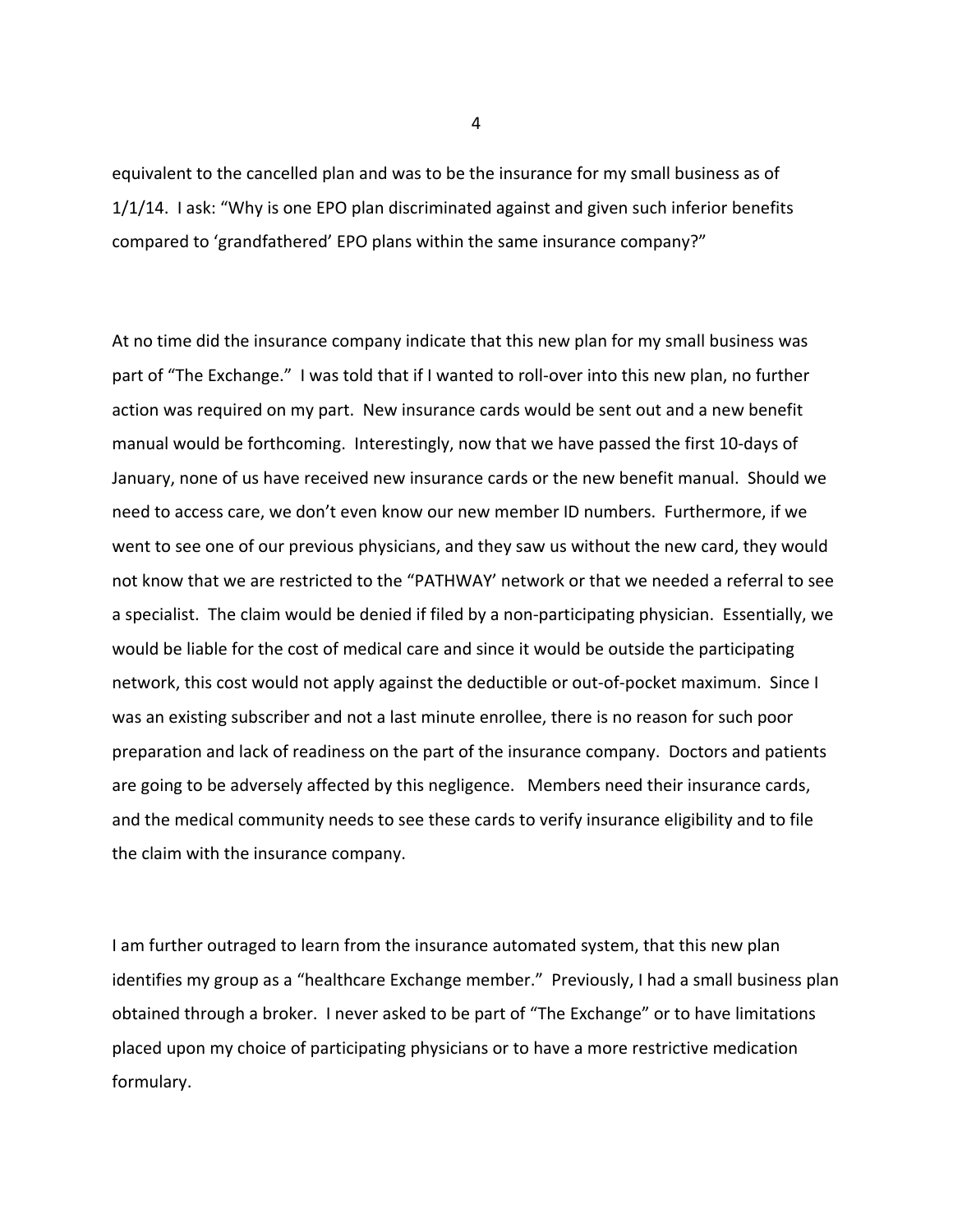equivalent to the cancelled plan and was to be the insurance for my small business as of 1/1/14. I ask: "Why is one EPO plan discriminated against and given such inferior benefits compared to 'grandfathered' EPO plans within the same insurance company?"

At no time did the insurance company indicate that this new plan for my small business was part of "The Exchange." I was told that if I wanted to roll-over into this new plan, no further action was required on my part. New insurance cards would be sent out and a new benefit manual would be forthcoming. Interestingly, now that we have passed the first 10-days of January, none of us have received new insurance cards or the new benefit manual. Should we need to access care, we don't even know our new member ID numbers. Furthermore, if we went to see one of our previous physicians, and they saw us without the new card, they would not know that we are restricted to the "PATHWAY' network or that we needed a referral to see a specialist. The claim would be denied if filed by a non-participating physician. Essentially, we would be liable for the cost of medical care and since it would be outside the participating network, this cost would not apply against the deductible or out-of-pocket maximum. Since I was an existing subscriber and not a last minute enrollee, there is no reason for such poor preparation and lack of readiness on the part of the insurance company. Doctors and patients are going to be adversely affected by this negligence. Members need their insurance cards, and the medical community needs to see these cards to verify insurance eligibility and to file the claim with the insurance company.

I am further outraged to learn from the insurance automated system, that this new plan identifies my group as a "healthcare Exchange member." Previously, I had a small business plan obtained through a broker. I never asked to be part of "The Exchange" or to have limitations placed upon my choice of participating physicians or to have a more restrictive medication formulary.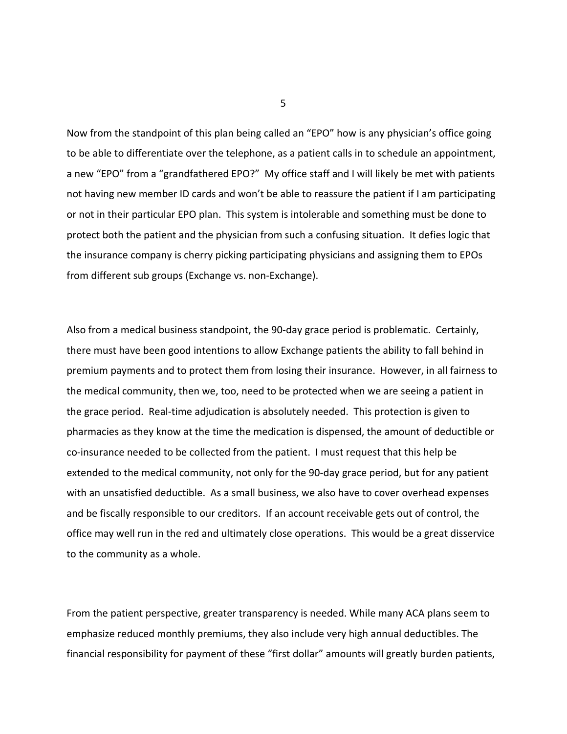Now from the standpoint of this plan being called an "EPO" how is any physician's office going to be able to differentiate over the telephone, as a patient calls in to schedule an appointment, a new "EPO" from a "grandfathered EPO?" My office staff and I will likely be met with patients not having new member ID cards and won't be able to reassure the patient if I am participating or not in their particular EPO plan. This system is intolerable and something must be done to protect both the patient and the physician from such a confusing situation. It defies logic that the insurance company is cherry picking participating physicians and assigning them to EPOs from different sub groups (Exchange vs. non-Exchange).

Also from a medical business standpoint, the 90-day grace period is problematic. Certainly, there must have been good intentions to allow Exchange patients the ability to fall behind in premium payments and to protect them from losing their insurance. However, in all fairness to the medical community, then we, too, need to be protected when we are seeing a patient in the grace period. Real-time adjudication is absolutely needed. This protection is given to pharmacies as they know at the time the medication is dispensed, the amount of deductible or co-insurance needed to be collected from the patient. I must request that this help be extended to the medical community, not only for the 90-day grace period, but for any patient with an unsatisfied deductible. As a small business, we also have to cover overhead expenses and be fiscally responsible to our creditors. If an account receivable gets out of control, the office may well run in the red and ultimately close operations. This would be a great disservice to the community as a whole.

From the patient perspective, greater transparency is needed. While many ACA plans seem to emphasize reduced monthly premiums, they also include very high annual deductibles. The financial responsibility for payment of these "first dollar" amounts will greatly burden patients,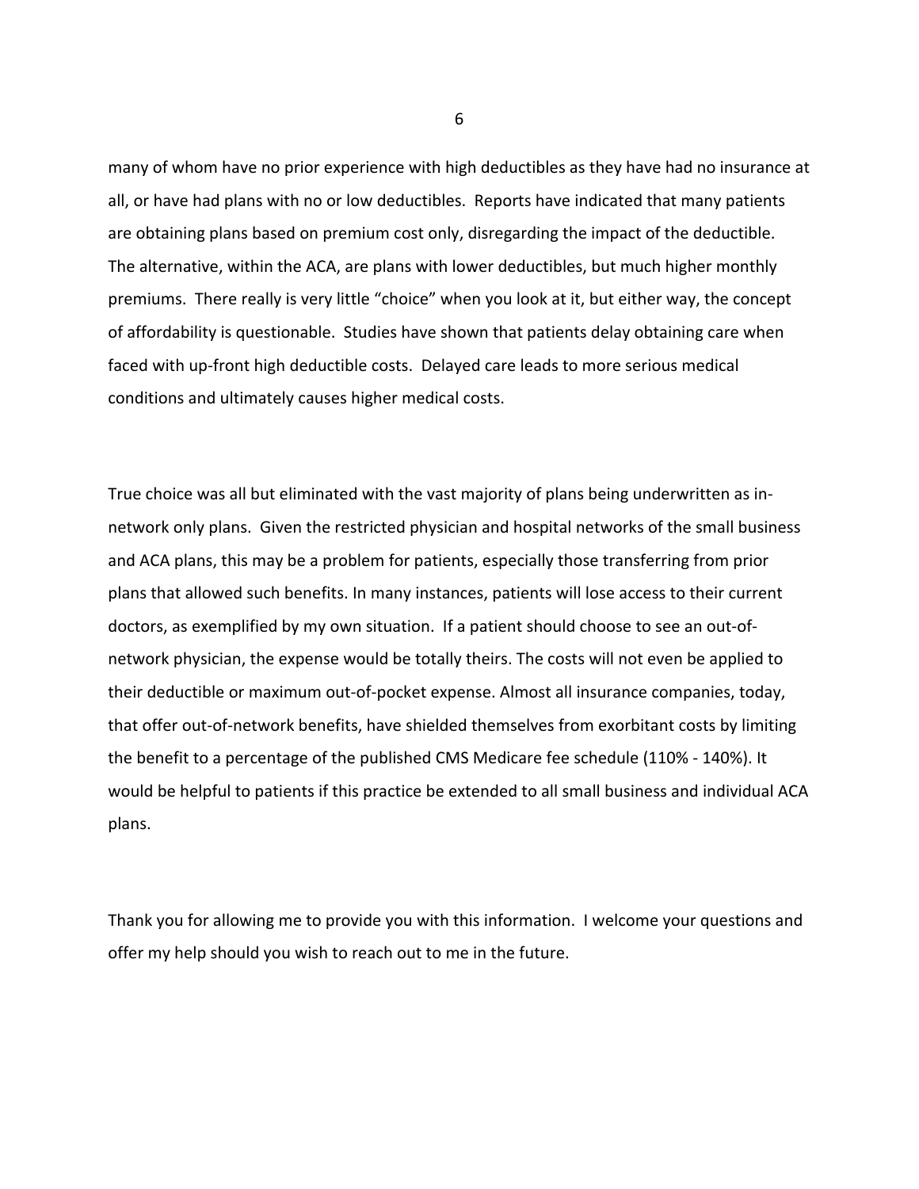many of whom have no prior experience with high deductibles as they have had no insurance at all, or have had plans with no or low deductibles. Reports have indicated that many patients are obtaining plans based on premium cost only, disregarding the impact of the deductible. The alternative, within the ACA, are plans with lower deductibles, but much higher monthly premiums. There really is very little "choice" when you look at it, but either way, the concept of affordability is questionable. Studies have shown that patients delay obtaining care when faced with up-front high deductible costs. Delayed care leads to more serious medical conditions and ultimately causes higher medical costs.

True choice was all but eliminated with the vast majority of plans being underwritten as in-network only plans. Given the restricted physician and hospital networks of the small business and ACA plans, this may be a problem for patients, especially those transferring from prior plans that allowed such benefits. In many instances, patients will lose access to their current doctors, as exemplified by my own situation. If a patient should choose to see an out-of-network physician, the expense would be totally theirs. The costs will not even be applied to their deductible or maximum out-of-pocket expense. Almost all insurance companies, today, that offer out-of-network benefits, have shielded themselves from exorbitant costs by limiting the benefit to a percentage of the published CMS Medicare fee schedule (110% - 140%). It would be helpful to patients if this practice be extended to all small business and individual ACA plans.

Thank you for allowing me to provide you with this information. I welcome your questions and offer my help should you wish to reach out to me in the future.